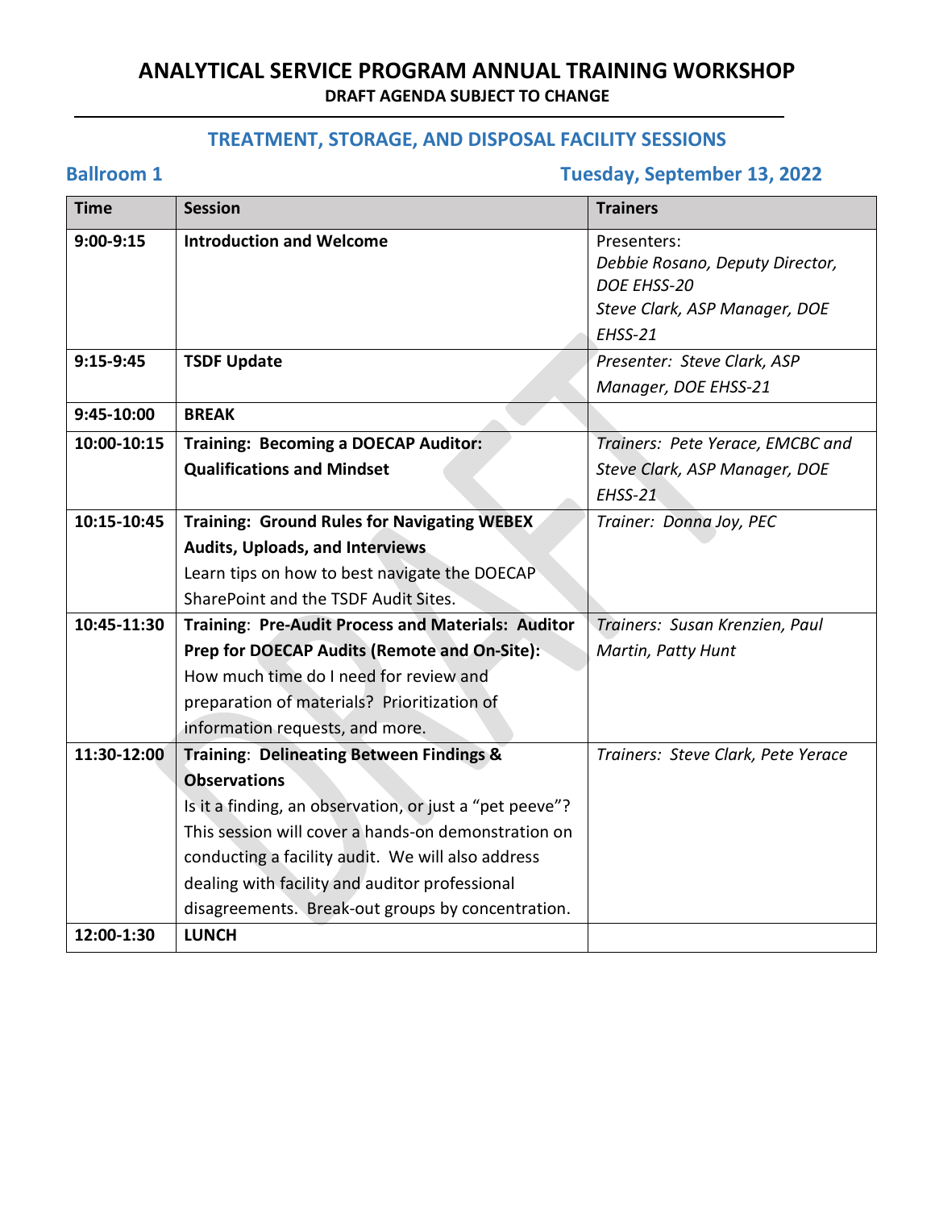# ANALYTICAL SERVICE PROGRAM ANNUAL TRAINING WORKSHOP

**DRAFT AGENDA SUBJECT TO CHANGE**

## TREATMENT, STORAGE, AND DISPOSAL FACILITY SESSIONS

**Ballroom 1** — **Tuesday, September 13, 2022**

| Time | Session | Trainers |
|---|---|---|
| **9:00-9:15** | **Introduction and Welcome** | Presenters: *Debbie Rosano, Deputy Director, DOE EHSS-20* *Steve Clark, ASP Manager, DOE EHSS-21* |
| **9:15-9:45** | **TSDF Update** | *Presenter: Steve Clark, ASP Manager, DOE EHSS-21* |
| **9:45-10:00** | **BREAK** | |
| **10:00-10:15** | **Training: Becoming a DOECAP Auditor: Qualifications and Mindset** | *Trainers: Pete Yerace, EMCBC and Steve Clark, ASP Manager, DOE EHSS-21* |
| **10:15-10:45** | **Training: Ground Rules for Navigating WEBEX Audits, Uploads, and Interviews** Learn tips on how to best navigate the DOECAP SharePoint and the TSDF Audit Sites. | *Trainer: Donna Joy, PEC* |
| **10:45-11:30** | **Training: Pre-Audit Process and Materials: Auditor Prep for DOECAP Audits (Remote and On-Site):** How much time do I need for review and preparation of materials? Prioritization of information requests, and more. | *Trainers: Susan Krenzien, Paul Martin, Patty Hunt* |
| **11:30-12:00** | **Training: Delineating Between Findings & Observations** Is it a finding, an observation, or just a "pet peeve"? This session will cover a hands-on demonstration on conducting a facility audit. We will also address dealing with facility and auditor professional disagreements. Break-out groups by concentration. | *Trainers: Steve Clark, Pete Yerace* |
| **12:00-1:30** | **LUNCH** | |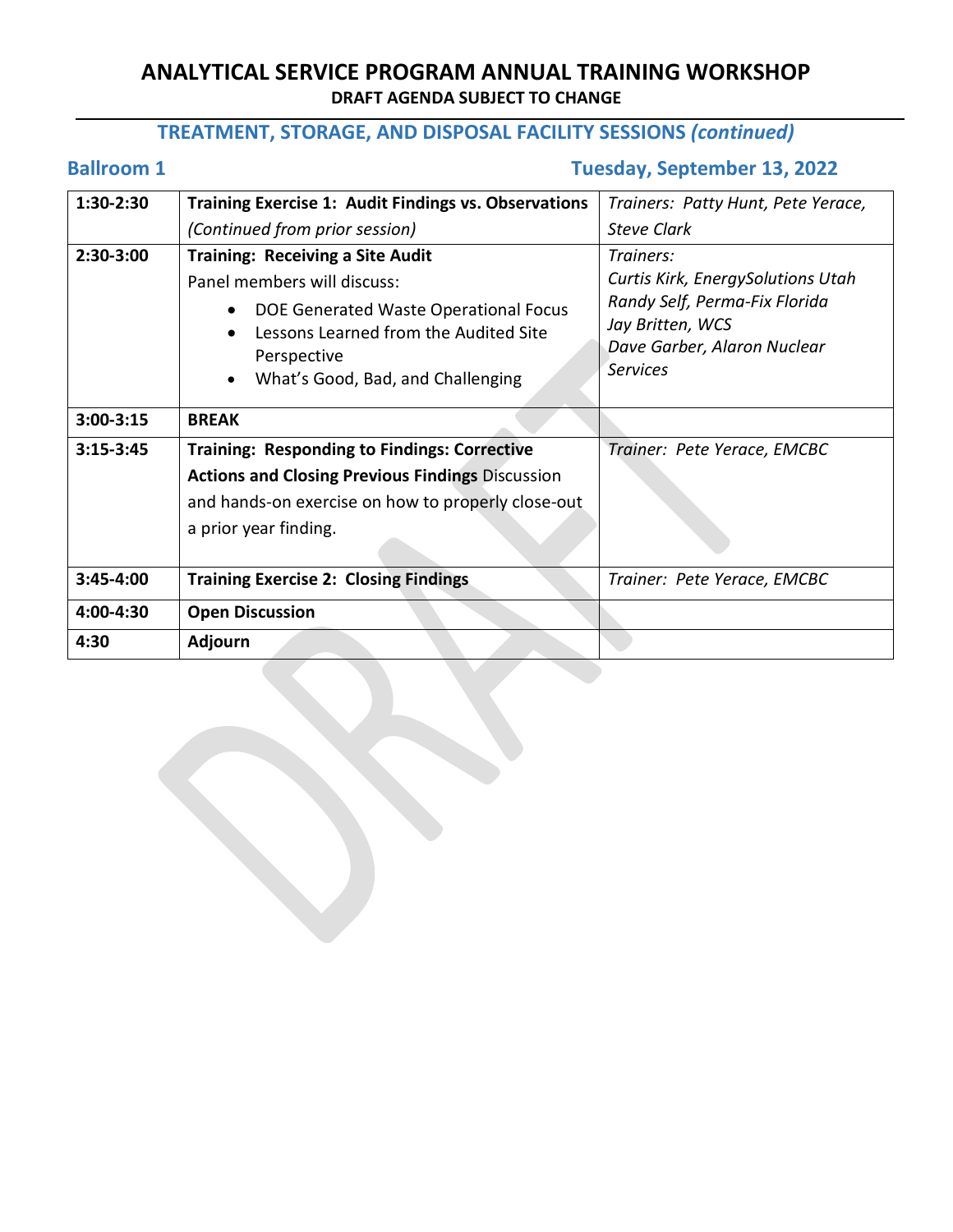# ANALYTICAL SERVICE PROGRAM ANNUAL TRAINING WORKSHOP

**DRAFT AGENDA SUBJECT TO CHANGE**

## TREATMENT, STORAGE, AND DISPOSAL FACILITY SESSIONS *(continued)*

**Ballroom 1** — **Tuesday, September 13, 2022**

| Time | Session | Trainers |
|---|---|---|
| 1:30-2:30 | **Training Exercise 1: Audit Findings vs. Observations** *(Continued from prior session)* | *Trainers: Patty Hunt, Pete Yerace, Steve Clark* |
| 2:30-3:00 | **Training: Receiving a Site Audit** Panel members will discuss: <br>• DOE Generated Waste Operational Focus <br>• Lessons Learned from the Audited Site Perspective <br>• What's Good, Bad, and Challenging | *Trainers:* <br>*Curtis Kirk, EnergySolutions Utah* <br>*Randy Self, Perma-Fix Florida* <br>*Jay Britten, WCS* <br>*Dave Garber, Alaron Nuclear Services* |
| 3:00-3:15 | **BREAK** | |
| 3:15-3:45 | **Training: Responding to Findings: Corrective Actions and Closing Previous Findings** Discussion and hands-on exercise on how to properly close-out a prior year finding. | *Trainer: Pete Yerace, EMCBC* |
| 3:45-4:00 | **Training Exercise 2: Closing Findings** | *Trainer: Pete Yerace, EMCBC* |
| 4:00-4:30 | **Open Discussion** | |
| 4:30 | **Adjourn** | |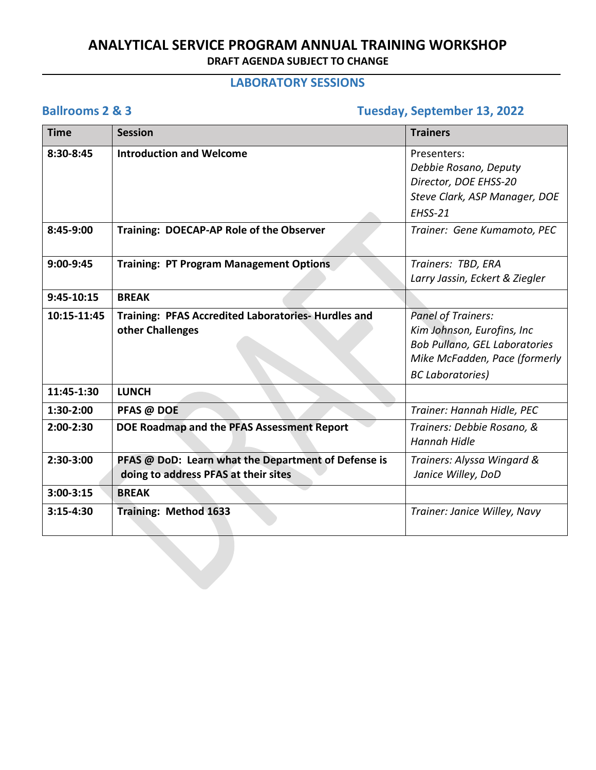# ANALYTICAL SERVICE PROGRAM ANNUAL TRAINING WORKSHOP

**DRAFT AGENDA SUBJECT TO CHANGE**

## LABORATORY SESSIONS

**Ballrooms 2 & 3** **Tuesday, September 13, 2022**

| Time | Session | Trainers |
|---|---|---|
| **8:30-8:45** | **Introduction and Welcome** | Presenters:<br>*Debbie Rosano, Deputy Director, DOE EHSS-20*<br>*Steve Clark, ASP Manager, DOE EHSS-21* |
| **8:45-9:00** | **Training: DOECAP-AP Role of the Observer** | *Trainer: Gene Kumamoto, PEC* |
| **9:00-9:45** | **Training: PT Program Management Options** | *Trainers: TBD, ERA*<br>*Larry Jassin, Eckert & Ziegler* |
| **9:45-10:15** | **BREAK** | |
| **10:15-11:45** | **Training: PFAS Accredited Laboratories- Hurdles and other Challenges** | *Panel of Trainers:*<br>*Kim Johnson, Eurofins, Inc*<br>*Bob Pullano, GEL Laboratories*<br>*Mike McFadden, Pace (formerly BC Laboratories)* |
| **11:45-1:30** | **LUNCH** | |
| **1:30-2:00** | **PFAS @ DOE** | *Trainer: Hannah Hidle, PEC* |
| **2:00-2:30** | **DOE Roadmap and the PFAS Assessment Report** | *Trainers: Debbie Rosano, & Hannah Hidle* |
| **2:30-3:00** | **PFAS @ DoD: Learn what the Department of Defense is doing to address PFAS at their sites** | *Trainers: Alyssa Wingard & Janice Willey, DoD* |
| **3:00-3:15** | **BREAK** | |
| **3:15-4:30** | **Training: Method 1633** | *Trainer: Janice Willey, Navy* |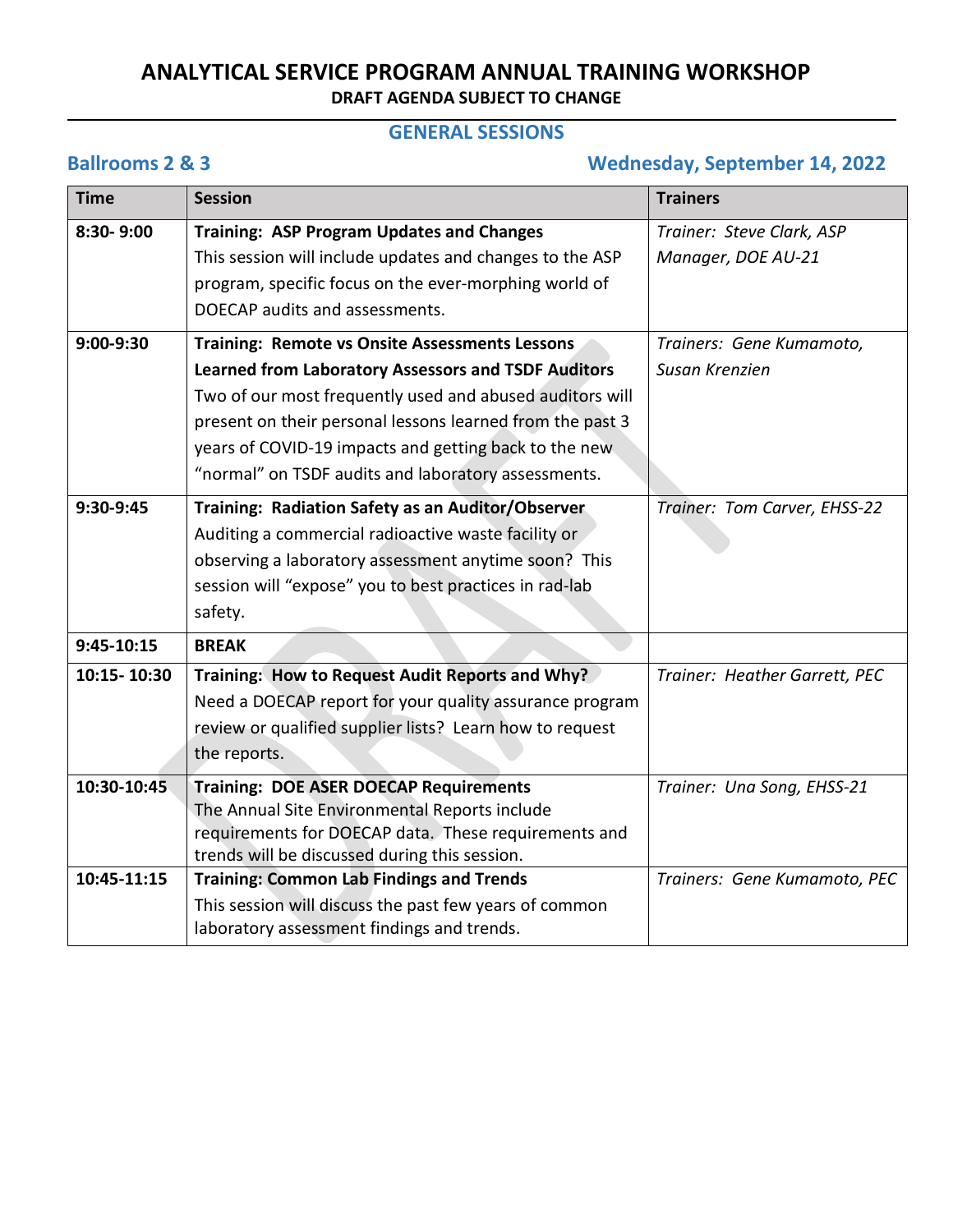# ANALYTICAL SERVICE PROGRAM ANNUAL TRAINING WORKSHOP

**DRAFT AGENDA SUBJECT TO CHANGE**

## GENERAL SESSIONS

**Ballrooms 2 & 3** **Wednesday, September 14, 2022**

| Time | Session | Trainers |
|---|---|---|
| **8:30- 9:00** | **Training: ASP Program Updates and Changes** This session will include updates and changes to the ASP program, specific focus on the ever-morphing world of DOECAP audits and assessments. | *Trainer: Steve Clark, ASP Manager, DOE AU-21* |
| **9:00-9:30** | **Training: Remote vs Onsite Assessments Lessons Learned from Laboratory Assessors and TSDF Auditors** Two of our most frequently used and abused auditors will present on their personal lessons learned from the past 3 years of COVID-19 impacts and getting back to the new "normal" on TSDF audits and laboratory assessments. | *Trainers: Gene Kumamoto, Susan Krenzien* |
| **9:30-9:45** | **Training: Radiation Safety as an Auditor/Observer** Auditing a commercial radioactive waste facility or observing a laboratory assessment anytime soon? This session will "expose" you to best practices in rad-lab safety. | *Trainer: Tom Carver, EHSS-22* |
| **9:45-10:15** | **BREAK** | |
| **10:15- 10:30** | **Training: How to Request Audit Reports and Why?** Need a DOECAP report for your quality assurance program review or qualified supplier lists? Learn how to request the reports. | *Trainer: Heather Garrett, PEC* |
| **10:30-10:45** | **Training: DOE ASER DOECAP Requirements** The Annual Site Environmental Reports include requirements for DOECAP data. These requirements and trends will be discussed during this session. | *Trainer: Una Song, EHSS-21* |
| **10:45-11:15** | **Training: Common Lab Findings and Trends** This session will discuss the past few years of common laboratory assessment findings and trends. | *Trainers: Gene Kumamoto, PEC* |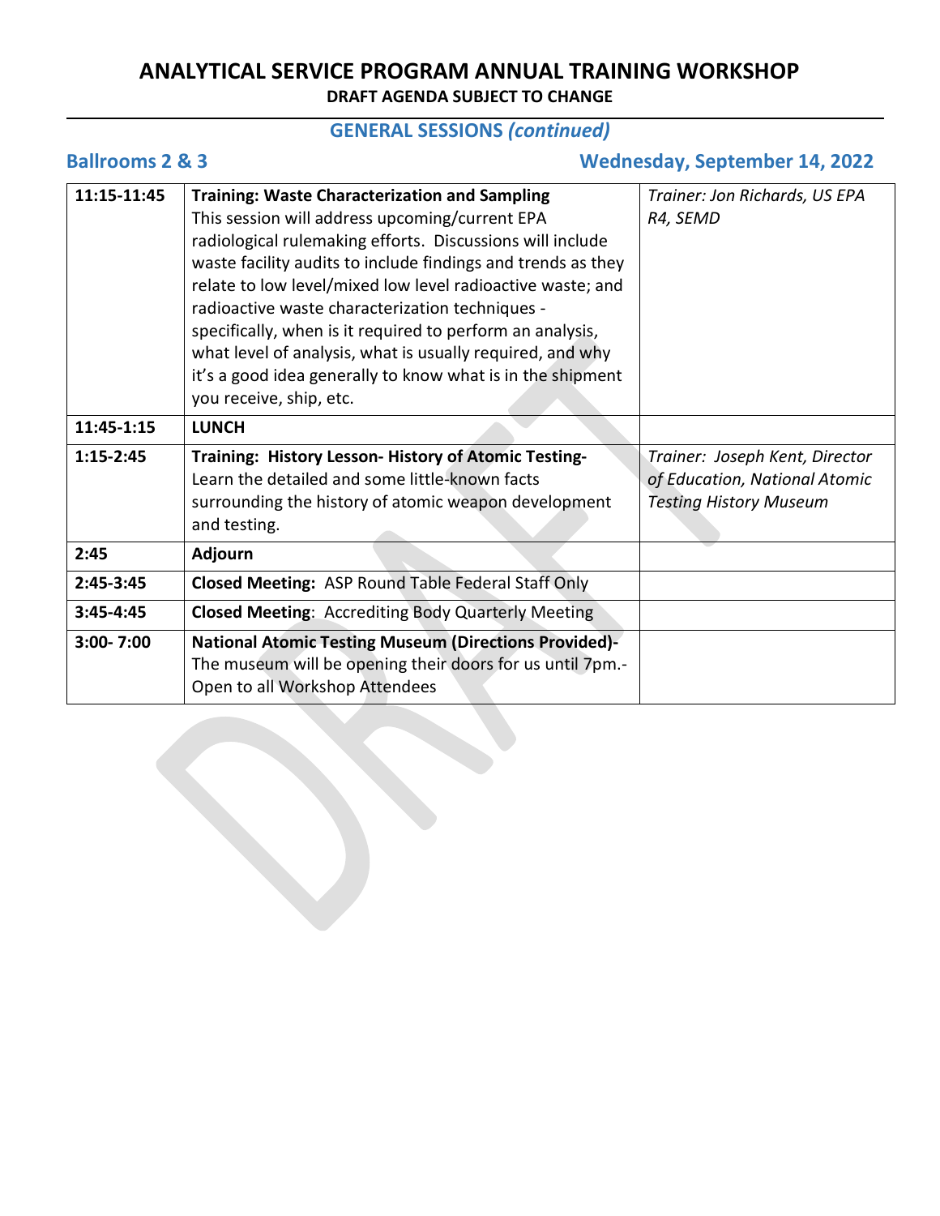# ANALYTICAL SERVICE PROGRAM ANNUAL TRAINING WORKSHOP

**DRAFT AGENDA SUBJECT TO CHANGE**

## GENERAL SESSIONS *(continued)*

**Ballrooms 2 & 3** — **Wednesday, September 14, 2022**

| | | |
|---|---|---|
| **11:15-11:45** | **Training: Waste Characterization and Sampling** This session will address upcoming/current EPA radiological rulemaking efforts. Discussions will include waste facility audits to include findings and trends as they relate to low level/mixed low level radioactive waste; and radioactive waste characterization techniques - specifically, when is it required to perform an analysis, what level of analysis, what is usually required, and why it's a good idea generally to know what is in the shipment you receive, ship, etc. | *Trainer: Jon Richards, US EPA R4, SEMD* |
| **11:45-1:15** | **LUNCH** | |
| **1:15-2:45** | **Training: History Lesson- History of Atomic Testing-** Learn the detailed and some little-known facts surrounding the history of atomic weapon development and testing. | *Trainer: Joseph Kent, Director of Education, National Atomic Testing History Museum* |
| **2:45** | **Adjourn** | |
| **2:45-3:45** | **Closed Meeting:** ASP Round Table Federal Staff Only | |
| **3:45-4:45** | **Closed Meeting**: Accrediting Body Quarterly Meeting | |
| **3:00- 7:00** | **National Atomic Testing Museum (Directions Provided)-** The museum will be opening their doors for us until 7pm.- Open to all Workshop Attendees | |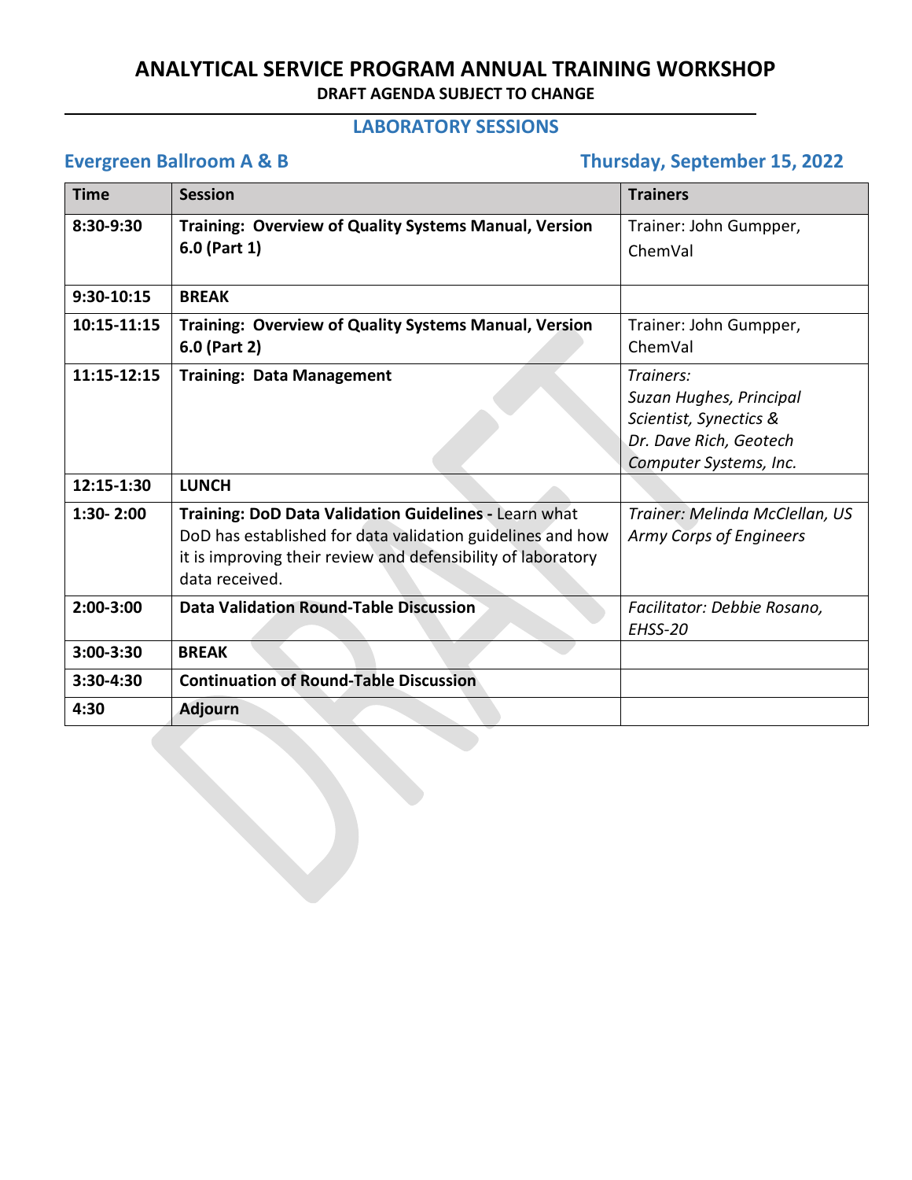# ANALYTICAL SERVICE PROGRAM ANNUAL TRAINING WORKSHOP

**DRAFT AGENDA SUBJECT TO CHANGE**

## LABORATORY SESSIONS

**Evergreen Ballroom A & B** **Thursday, September 15, 2022**

| Time | Session | Trainers |
|---|---|---|
| **8:30-9:30** | **Training: Overview of Quality Systems Manual, Version 6.0 (Part 1)** | Trainer: John Gumpper, ChemVal |
| **9:30-10:15** | **BREAK** | |
| **10:15-11:15** | **Training: Overview of Quality Systems Manual, Version 6.0 (Part 2)** | Trainer: John Gumpper, ChemVal |
| **11:15-12:15** | **Training: Data Management** | *Trainers: Suzan Hughes, Principal Scientist, Synectics & Dr. Dave Rich, Geotech Computer Systems, Inc.* |
| **12:15-1:30** | **LUNCH** | |
| **1:30- 2:00** | **Training: DoD Data Validation Guidelines -** Learn what DoD has established for data validation guidelines and how it is improving their review and defensibility of laboratory data received. | *Trainer: Melinda McClellan, US Army Corps of Engineers* |
| **2:00-3:00** | **Data Validation Round-Table Discussion** | *Facilitator: Debbie Rosano, EHSS-20* |
| **3:00-3:30** | **BREAK** | |
| **3:30-4:30** | **Continuation of Round-Table Discussion** | |
| **4:30** | **Adjourn** | |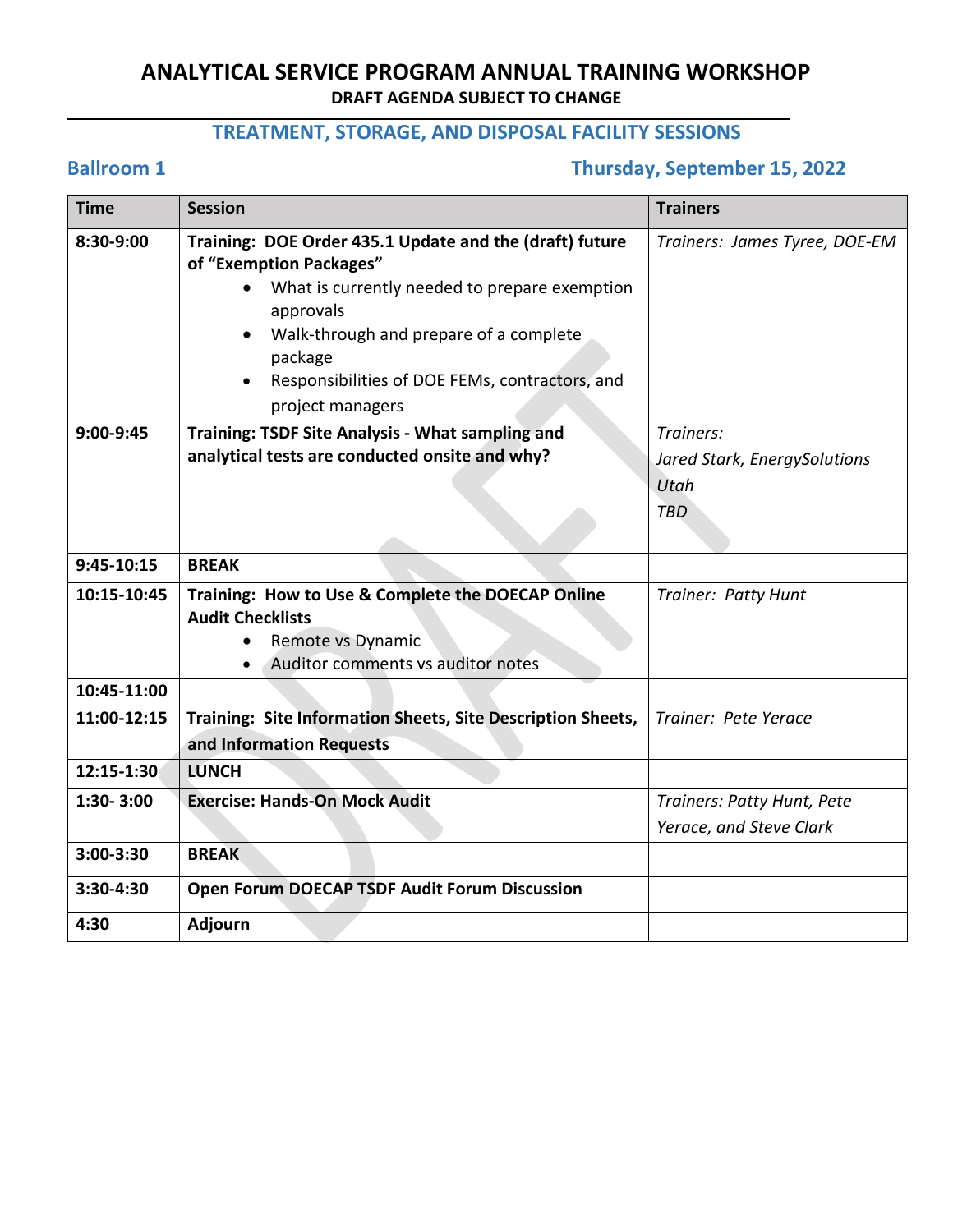# ANALYTICAL SERVICE PROGRAM ANNUAL TRAINING WORKSHOP

**DRAFT AGENDA SUBJECT TO CHANGE**

## TREATMENT, STORAGE, AND DISPOSAL FACILITY SESSIONS

**Ballroom 1** **Thursday, September 15, 2022**

| Time | Session | Trainers |
|---|---|---|
| **8:30-9:00** | **Training: DOE Order 435.1 Update and the (draft) future of "Exemption Packages"**<br>• What is currently needed to prepare exemption approvals<br>• Walk-through and prepare of a complete package<br>• Responsibilities of DOE FEMs, contractors, and project managers | *Trainers: James Tyree, DOE-EM* |
| **9:00-9:45** | **Training: TSDF Site Analysis - What sampling and analytical tests are conducted onsite and why?** | *Trainers:*<br>*Jared Stark, EnergySolutions Utah*<br>*TBD* |
| **9:45-10:15** | **BREAK** | |
| **10:15-10:45** | **Training: How to Use & Complete the DOECAP Online Audit Checklists**<br>• Remote vs Dynamic<br>• Auditor comments vs auditor notes | *Trainer: Patty Hunt* |
| **10:45-11:00** | | |
| **11:00-12:15** | **Training: Site Information Sheets, Site Description Sheets, and Information Requests** | *Trainer: Pete Yerace* |
| **12:15-1:30** | **LUNCH** | |
| **1:30- 3:00** | **Exercise: Hands-On Mock Audit** | *Trainers: Patty Hunt, Pete Yerace, and Steve Clark* |
| **3:00-3:30** | **BREAK** | |
| **3:30-4:30** | **Open Forum DOECAP TSDF Audit Forum Discussion** | |
| **4:30** | **Adjourn** | |